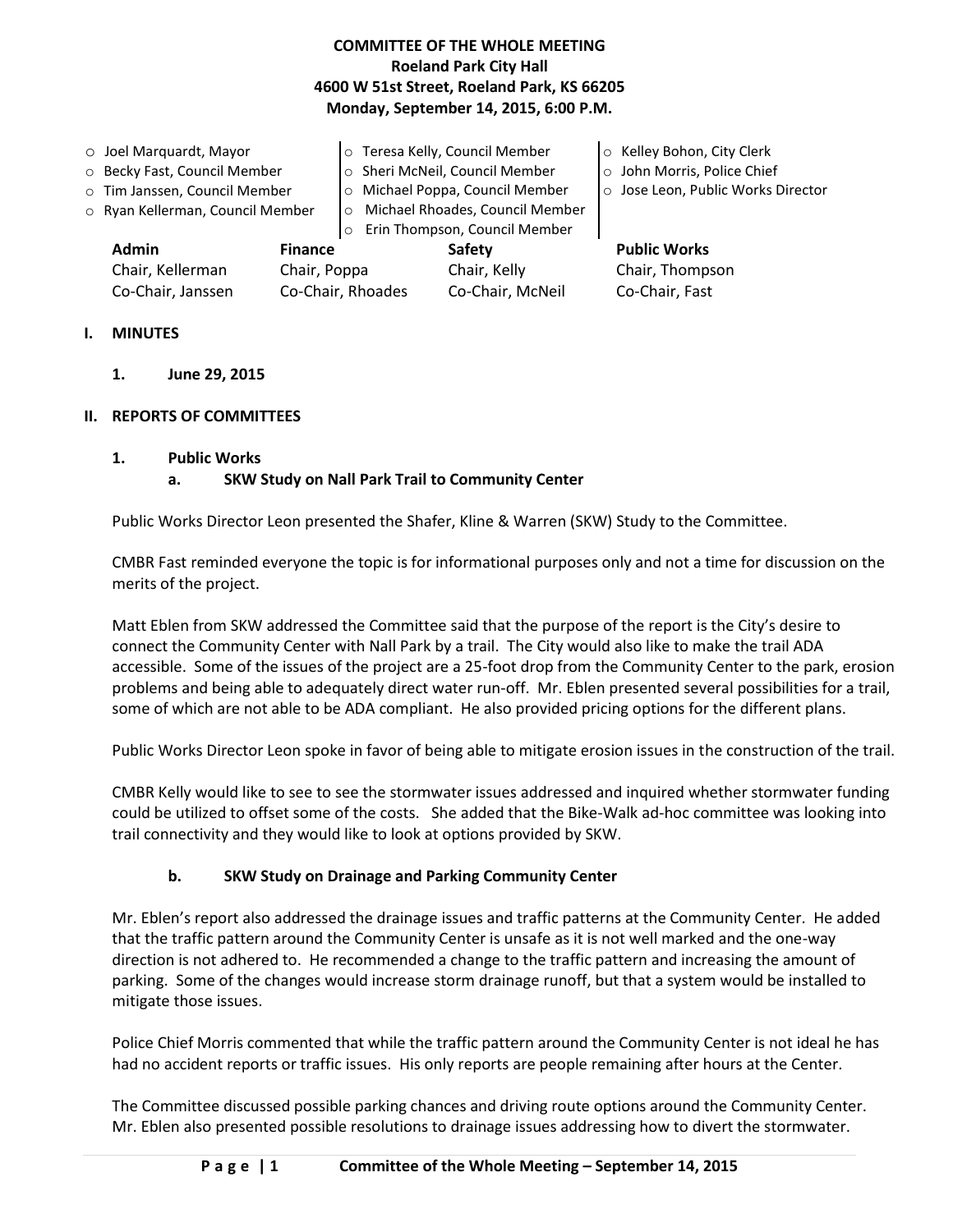# COMMITTEE OF THE WHOLE MEETING
**Roeland Park City Hall**
**4600 W 51st Street, Roeland Park, KS 66205**
**Monday, September 14, 2015, 6:00 P.M.**

- Joel Marquardt, Mayor
- Becky Fast, Council Member
- Tim Janssen, Council Member
- Ryan Kellerman, Council Member
- Teresa Kelly, Council Member
- Sheri McNeil, Council Member
- Michael Poppa, Council Member
- Michael Rhoades, Council Member
- Erin Thompson, Council Member
- Kelley Bohon, City Clerk
- John Morris, Police Chief
- Jose Leon, Public Works Director

| Admin | Finance | Safety | Public Works |
|---|---|---|---|
| Chair, Kellerman | Chair, Poppa | Chair, Kelly | Chair, Thompson |
| Co-Chair, Janssen | Co-Chair, Rhoades | Co-Chair, McNeil | Co-Chair, Fast |

## I. MINUTES

**1. June 29, 2015**

## II. REPORTS OF COMMITTEES

### 1. Public Works

#### a. SKW Study on Nall Park Trail to Community Center

Public Works Director Leon presented the Shafer, Kline & Warren (SKW) Study to the Committee.

CMBR Fast reminded everyone the topic is for informational purposes only and not a time for discussion on the merits of the project.

Matt Eblen from SKW addressed the Committee said that the purpose of the report is the City's desire to connect the Community Center with Nall Park by a trail. The City would also like to make the trail ADA accessible. Some of the issues of the project are a 25-foot drop from the Community Center to the park, erosion problems and being able to adequately direct water run-off. Mr. Eblen presented several possibilities for a trail, some of which are not able to be ADA compliant. He also provided pricing options for the different plans.

Public Works Director Leon spoke in favor of being able to mitigate erosion issues in the construction of the trail.

CMBR Kelly would like to see to see the stormwater issues addressed and inquired whether stormwater funding could be utilized to offset some of the costs. She added that the Bike-Walk ad-hoc committee was looking into trail connectivity and they would like to look at options provided by SKW.

#### b. SKW Study on Drainage and Parking Community Center

Mr. Eblen's report also addressed the drainage issues and traffic patterns at the Community Center. He added that the traffic pattern around the Community Center is unsafe as it is not well marked and the one-way direction is not adhered to. He recommended a change to the traffic pattern and increasing the amount of parking. Some of the changes would increase storm drainage runoff, but that a system would be installed to mitigate those issues.

Police Chief Morris commented that while the traffic pattern around the Community Center is not ideal he has had no accident reports or traffic issues. His only reports are people remaining after hours at the Center.

The Committee discussed possible parking chances and driving route options around the Community Center. Mr. Eblen also presented possible resolutions to drainage issues addressing how to divert the stormwater.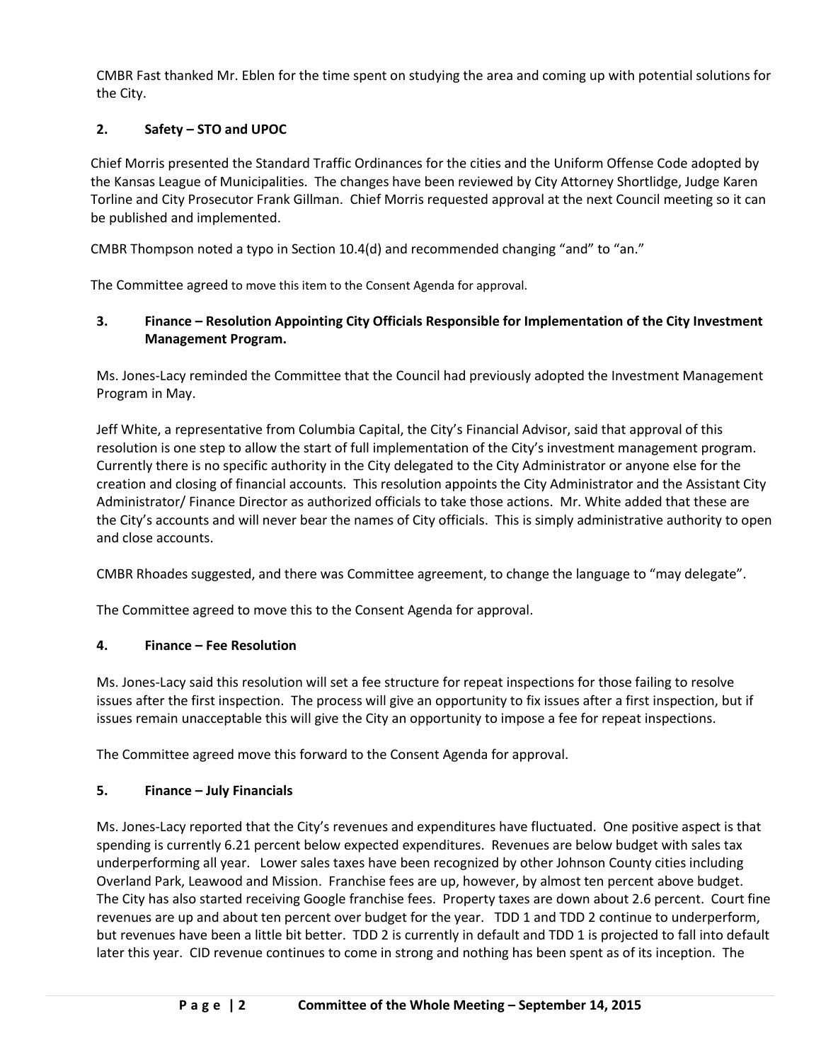CMBR Fast thanked Mr. Eblen for the time spent on studying the area and coming up with potential solutions for the City.

## 2. Safety – STO and UPOC

Chief Morris presented the Standard Traffic Ordinances for the cities and the Uniform Offense Code adopted by the Kansas League of Municipalities. The changes have been reviewed by City Attorney Shortlidge, Judge Karen Torline and City Prosecutor Frank Gillman. Chief Morris requested approval at the next Council meeting so it can be published and implemented.

CMBR Thompson noted a typo in Section 10.4(d) and recommended changing "and" to "an."

The Committee agreed to move this item to the Consent Agenda for approval.

## 3. Finance – Resolution Appointing City Officials Responsible for Implementation of the City Investment Management Program.

Ms. Jones-Lacy reminded the Committee that the Council had previously adopted the Investment Management Program in May.

Jeff White, a representative from Columbia Capital, the City's Financial Advisor, said that approval of this resolution is one step to allow the start of full implementation of the City's investment management program. Currently there is no specific authority in the City delegated to the City Administrator or anyone else for the creation and closing of financial accounts. This resolution appoints the City Administrator and the Assistant City Administrator/ Finance Director as authorized officials to take those actions. Mr. White added that these are the City's accounts and will never bear the names of City officials. This is simply administrative authority to open and close accounts.

CMBR Rhoades suggested, and there was Committee agreement, to change the language to "may delegate".

The Committee agreed to move this to the Consent Agenda for approval.

## 4. Finance – Fee Resolution

Ms. Jones-Lacy said this resolution will set a fee structure for repeat inspections for those failing to resolve issues after the first inspection. The process will give an opportunity to fix issues after a first inspection, but if issues remain unacceptable this will give the City an opportunity to impose a fee for repeat inspections.

The Committee agreed move this forward to the Consent Agenda for approval.

## 5. Finance – July Financials

Ms. Jones-Lacy reported that the City's revenues and expenditures have fluctuated. One positive aspect is that spending is currently 6.21 percent below expected expenditures. Revenues are below budget with sales tax underperforming all year. Lower sales taxes have been recognized by other Johnson County cities including Overland Park, Leawood and Mission. Franchise fees are up, however, by almost ten percent above budget. The City has also started receiving Google franchise fees. Property taxes are down about 2.6 percent. Court fine revenues are up and about ten percent over budget for the year. TDD 1 and TDD 2 continue to underperform, but revenues have been a little bit better. TDD 2 is currently in default and TDD 1 is projected to fall into default later this year. CID revenue continues to come in strong and nothing has been spent as of its inception. The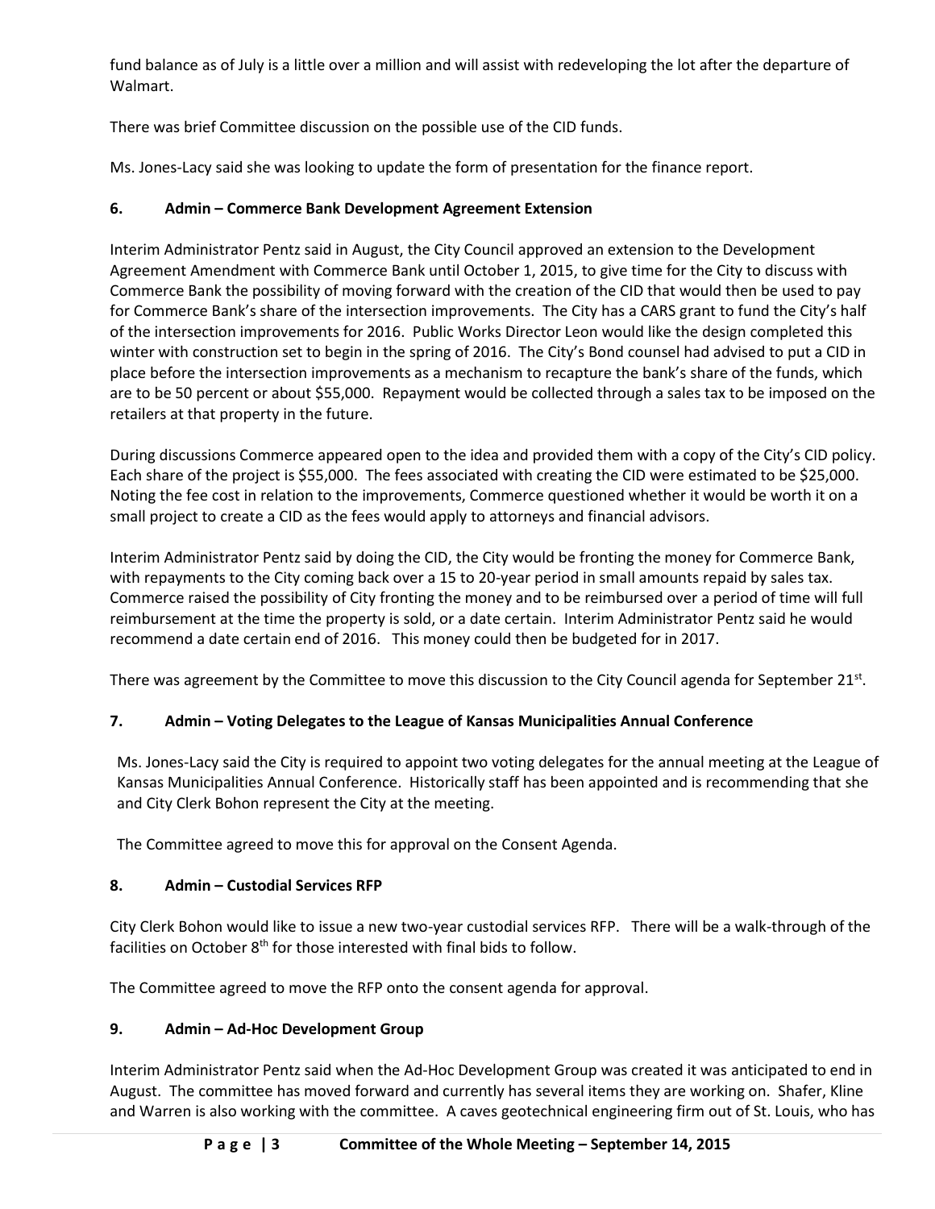fund balance as of July is a little over a million and will assist with redeveloping the lot after the departure of Walmart.

There was brief Committee discussion on the possible use of the CID funds.

Ms. Jones-Lacy said she was looking to update the form of presentation for the finance report.

**6. Admin – Commerce Bank Development Agreement Extension**

Interim Administrator Pentz said in August, the City Council approved an extension to the Development Agreement Amendment with Commerce Bank until October 1, 2015, to give time for the City to discuss with Commerce Bank the possibility of moving forward with the creation of the CID that would then be used to pay for Commerce Bank's share of the intersection improvements. The City has a CARS grant to fund the City's half of the intersection improvements for 2016. Public Works Director Leon would like the design completed this winter with construction set to begin in the spring of 2016. The City's Bond counsel had advised to put a CID in place before the intersection improvements as a mechanism to recapture the bank's share of the funds, which are to be 50 percent or about $55,000. Repayment would be collected through a sales tax to be imposed on the retailers at that property in the future.

During discussions Commerce appeared open to the idea and provided them with a copy of the City's CID policy. Each share of the project is $55,000. The fees associated with creating the CID were estimated to be $25,000. Noting the fee cost in relation to the improvements, Commerce questioned whether it would be worth it on a small project to create a CID as the fees would apply to attorneys and financial advisors.

Interim Administrator Pentz said by doing the CID, the City would be fronting the money for Commerce Bank, with repayments to the City coming back over a 15 to 20-year period in small amounts repaid by sales tax. Commerce raised the possibility of City fronting the money and to be reimbursed over a period of time will full reimbursement at the time the property is sold, or a date certain. Interim Administrator Pentz said he would recommend a date certain end of 2016. This money could then be budgeted for in 2017.

There was agreement by the Committee to move this discussion to the City Council agenda for September 21st.

**7. Admin – Voting Delegates to the League of Kansas Municipalities Annual Conference**

Ms. Jones-Lacy said the City is required to appoint two voting delegates for the annual meeting at the League of Kansas Municipalities Annual Conference. Historically staff has been appointed and is recommending that she and City Clerk Bohon represent the City at the meeting.

The Committee agreed to move this for approval on the Consent Agenda.

**8. Admin – Custodial Services RFP**

City Clerk Bohon would like to issue a new two-year custodial services RFP. There will be a walk-through of the facilities on October 8th for those interested with final bids to follow.

The Committee agreed to move the RFP onto the consent agenda for approval.

**9. Admin – Ad-Hoc Development Group**

Interim Administrator Pentz said when the Ad-Hoc Development Group was created it was anticipated to end in August. The committee has moved forward and currently has several items they are working on. Shafer, Kline and Warren is also working with the committee. A caves geotechnical engineering firm out of St. Louis, who has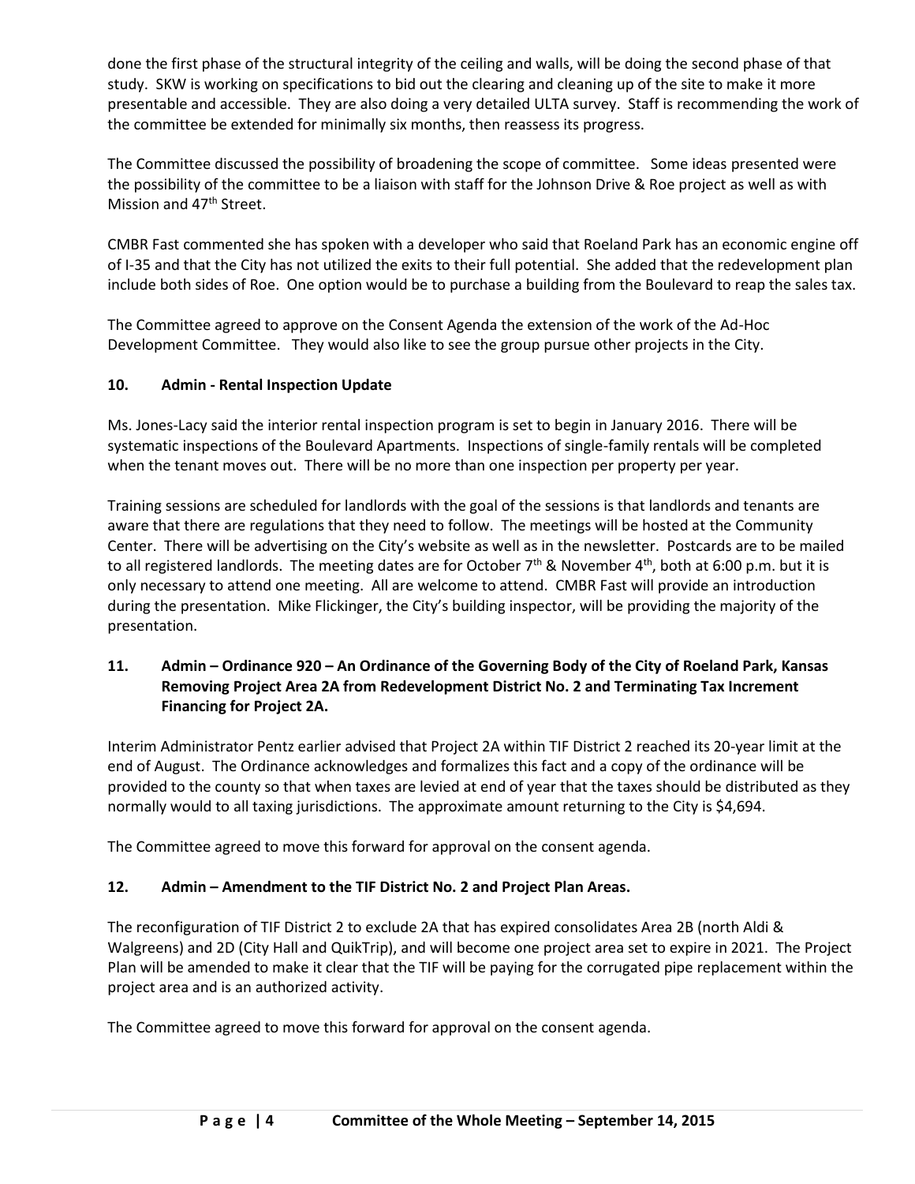done the first phase of the structural integrity of the ceiling and walls, will be doing the second phase of that study. SKW is working on specifications to bid out the clearing and cleaning up of the site to make it more presentable and accessible. They are also doing a very detailed ULTA survey. Staff is recommending the work of the committee be extended for minimally six months, then reassess its progress.

The Committee discussed the possibility of broadening the scope of committee. Some ideas presented were the possibility of the committee to be a liaison with staff for the Johnson Drive & Roe project as well as with Mission and 47th Street.

CMBR Fast commented she has spoken with a developer who said that Roeland Park has an economic engine off of I-35 and that the City has not utilized the exits to their full potential. She added that the redevelopment plan include both sides of Roe. One option would be to purchase a building from the Boulevard to reap the sales tax.

The Committee agreed to approve on the Consent Agenda the extension of the work of the Ad-Hoc Development Committee. They would also like to see the group pursue other projects in the City.

**10. Admin - Rental Inspection Update**

Ms. Jones-Lacy said the interior rental inspection program is set to begin in January 2016. There will be systematic inspections of the Boulevard Apartments. Inspections of single-family rentals will be completed when the tenant moves out. There will be no more than one inspection per property per year.

Training sessions are scheduled for landlords with the goal of the sessions is that landlords and tenants are aware that there are regulations that they need to follow. The meetings will be hosted at the Community Center. There will be advertising on the City's website as well as in the newsletter. Postcards are to be mailed to all registered landlords. The meeting dates are for October 7th & November 4th, both at 6:00 p.m. but it is only necessary to attend one meeting. All are welcome to attend. CMBR Fast will provide an introduction during the presentation. Mike Flickinger, the City's building inspector, will be providing the majority of the presentation.

**11. Admin – Ordinance 920 – An Ordinance of the Governing Body of the City of Roeland Park, Kansas Removing Project Area 2A from Redevelopment District No. 2 and Terminating Tax Increment Financing for Project 2A.**

Interim Administrator Pentz earlier advised that Project 2A within TIF District 2 reached its 20-year limit at the end of August. The Ordinance acknowledges and formalizes this fact and a copy of the ordinance will be provided to the county so that when taxes are levied at end of year that the taxes should be distributed as they normally would to all taxing jurisdictions. The approximate amount returning to the City is $4,694.

The Committee agreed to move this forward for approval on the consent agenda.

**12. Admin – Amendment to the TIF District No. 2 and Project Plan Areas.**

The reconfiguration of TIF District 2 to exclude 2A that has expired consolidates Area 2B (north Aldi & Walgreens) and 2D (City Hall and QuikTrip), and will become one project area set to expire in 2021. The Project Plan will be amended to make it clear that the TIF will be paying for the corrugated pipe replacement within the project area and is an authorized activity.

The Committee agreed to move this forward for approval on the consent agenda.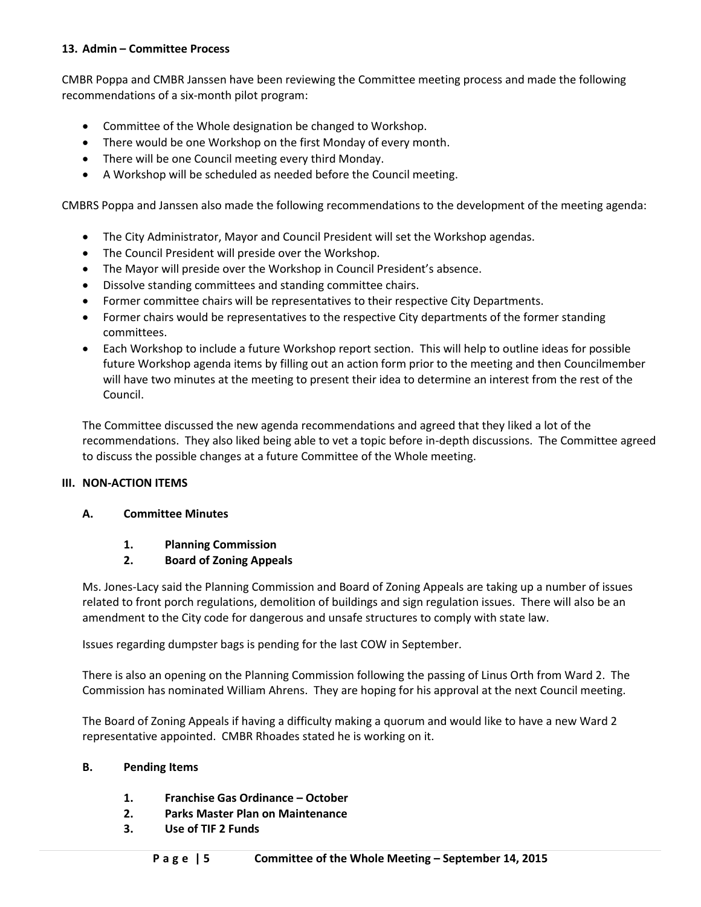**13. Admin – Committee Process**

CMBR Poppa and CMBR Janssen have been reviewing the Committee meeting process and made the following recommendations of a six-month pilot program:

- Committee of the Whole designation be changed to Workshop.
- There would be one Workshop on the first Monday of every month.
- There will be one Council meeting every third Monday.
- A Workshop will be scheduled as needed before the Council meeting.

CMBRS Poppa and Janssen also made the following recommendations to the development of the meeting agenda:

- The City Administrator, Mayor and Council President will set the Workshop agendas.
- The Council President will preside over the Workshop.
- The Mayor will preside over the Workshop in Council President's absence.
- Dissolve standing committees and standing committee chairs.
- Former committee chairs will be representatives to their respective City Departments.
- Former chairs would be representatives to the respective City departments of the former standing committees.
- Each Workshop to include a future Workshop report section. This will help to outline ideas for possible future Workshop agenda items by filling out an action form prior to the meeting and then Councilmember will have two minutes at the meeting to present their idea to determine an interest from the rest of the Council.

The Committee discussed the new agenda recommendations and agreed that they liked a lot of the recommendations. They also liked being able to vet a topic before in-depth discussions. The Committee agreed to discuss the possible changes at a future Committee of the Whole meeting.

**III. NON-ACTION ITEMS**

**A. Committee Minutes**

**1. Planning Commission**
**2. Board of Zoning Appeals**

Ms. Jones-Lacy said the Planning Commission and Board of Zoning Appeals are taking up a number of issues related to front porch regulations, demolition of buildings and sign regulation issues. There will also be an amendment to the City code for dangerous and unsafe structures to comply with state law.

Issues regarding dumpster bags is pending for the last COW in September.

There is also an opening on the Planning Commission following the passing of Linus Orth from Ward 2. The Commission has nominated William Ahrens. They are hoping for his approval at the next Council meeting.

The Board of Zoning Appeals if having a difficulty making a quorum and would like to have a new Ward 2 representative appointed. CMBR Rhoades stated he is working on it.

**B. Pending Items**

**1. Franchise Gas Ordinance – October**
**2. Parks Master Plan on Maintenance**
**3. Use of TIF 2 Funds**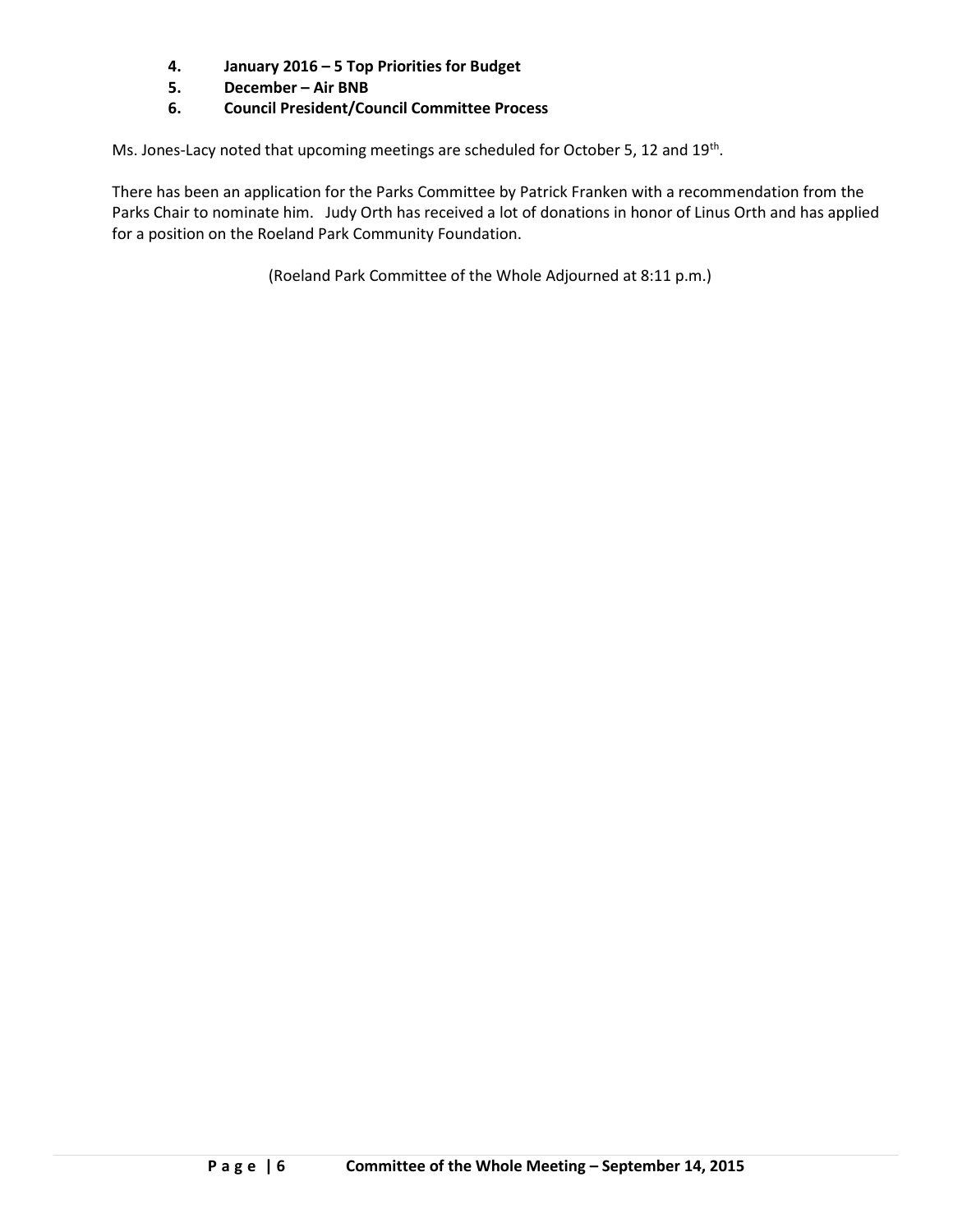4. **January 2016 – 5 Top Priorities for Budget**
5. **December – Air BNB**
6. **Council President/Council Committee Process**

Ms. Jones-Lacy noted that upcoming meetings are scheduled for October 5, 12 and 19th.

There has been an application for the Parks Committee by Patrick Franken with a recommendation from the Parks Chair to nominate him. Judy Orth has received a lot of donations in honor of Linus Orth and has applied for a position on the Roeland Park Community Foundation.

(Roeland Park Committee of the Whole Adjourned at 8:11 p.m.)